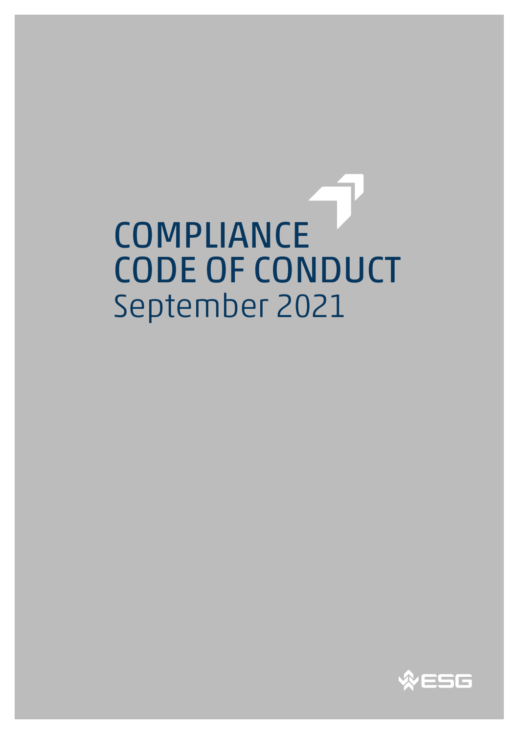# COMPLIANCE CODE OF CONDUCT

September 2021

ESG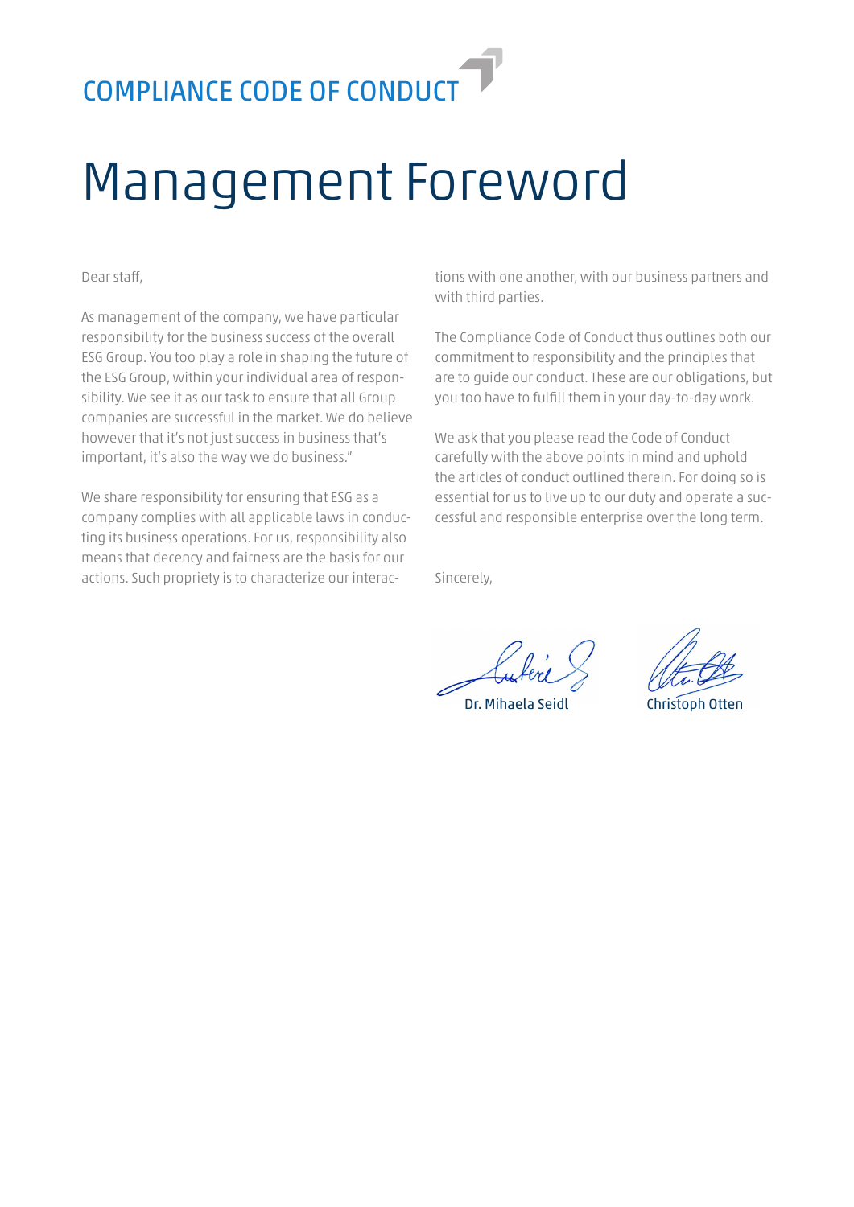COMPLIANCE CODE OF CONDUCT

# Management Foreword

Dear staff,

As management of the company, we have particular responsibility for the business success of the overall ESG Group. You too play a role in shaping the future of the ESG Group, within your individual area of responsibility. We see it as our task to ensure that all Group companies are successful in the market. We do believe however that it's not just success in business that's important, it's also the way we do business."

We share responsibility for ensuring that ESG as a company complies with all applicable laws in conducting its business operations. For us, responsibility also means that decency and fairness are the basis for our actions. Such propriety is to characterize our interactions with one another, with our business partners and with third parties.

The Compliance Code of Conduct thus outlines both our commitment to responsibility and the principles that are to guide our conduct. These are our obligations, but you too have to fulfill them in your day-to-day work.

We ask that you please read the Code of Conduct carefully with the above points in mind and uphold the articles of conduct outlined therein. For doing so is essential for us to live up to our duty and operate a successful and responsible enterprise over the long term.

Sincerely,

Dr. Mihaela Seidl

Christoph Otten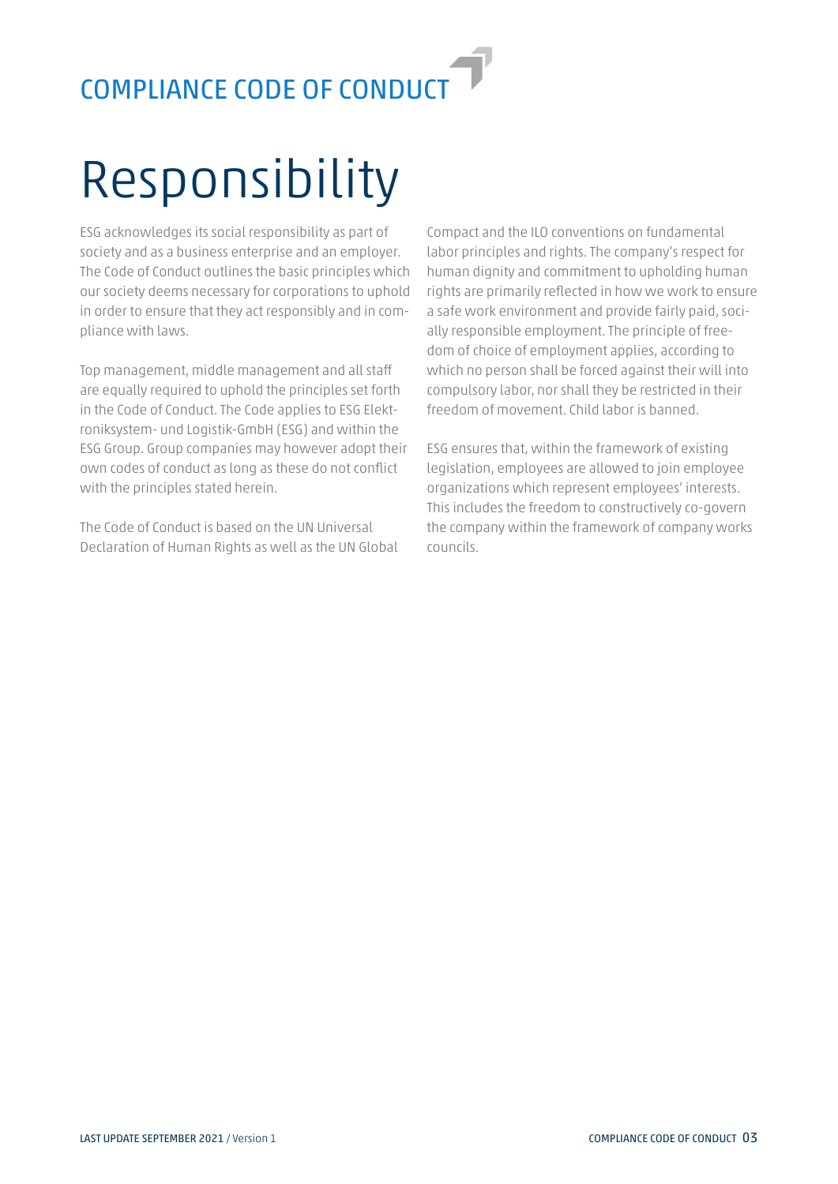# Responsibility

ESG acknowledges its social responsibility as part of society and as a business enterprise and an employer. The Code of Conduct outlines the basic principles which our society deems necessary for corporations to uphold in order to ensure that they act responsibly and in compliance with laws.

Top management, middle management and all staff are equally required to uphold the principles set forth in the Code of Conduct. The Code applies to ESG Elektroniksystem- und Logistik-GmbH (ESG) and within the ESG Group. Group companies may however adopt their own codes of conduct as long as these do not conflict with the principles stated herein.

The Code of Conduct is based on the UN Universal Declaration of Human Rights as well as the UN Global Compact and the ILO conventions on fundamental labor principles and rights. The company's respect for human dignity and commitment to upholding human rights are primarily reflected in how we work to ensure a safe work environment and provide fairly paid, socially responsible employment. The principle of freedom of choice of employment applies, according to which no person shall be forced against their will into compulsory labor, nor shall they be restricted in their freedom of movement. Child labor is banned.

ESG ensures that, within the framework of existing legislation, employees are allowed to join employee organizations which represent employees' interests. This includes the freedom to constructively co-govern the company within the framework of company works councils.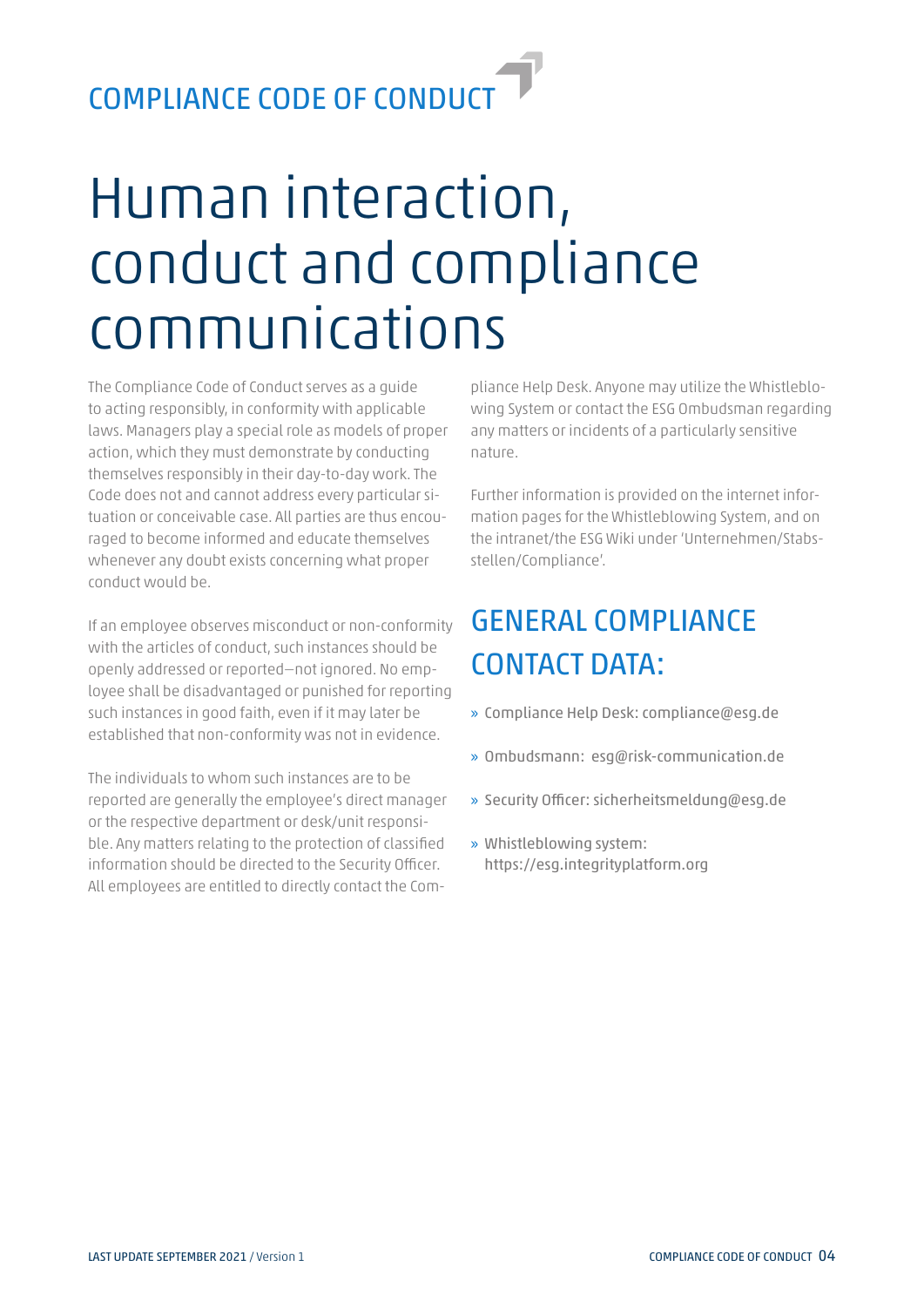# Human interaction, conduct and compliance communications

The Compliance Code of Conduct serves as a guide to acting responsibly, in conformity with applicable laws. Managers play a special role as models of proper action, which they must demonstrate by conducting themselves responsibly in their day-to-day work. The Code does not and cannot address every particular situation or conceivable case. All parties are thus encouraged to become informed and educate themselves whenever any doubt exists concerning what proper conduct would be.

If an employee observes misconduct or non-conformity with the articles of conduct, such instances should be openly addressed or reported—not ignored. No employee shall be disadvantaged or punished for reporting such instances in good faith, even if it may later be established that non-conformity was not in evidence.

The individuals to whom such instances are to be reported are generally the employee's direct manager or the respective department or desk/unit responsible. Any matters relating to the protection of classified information should be directed to the Security Officer. All employees are entitled to directly contact the Compliance Help Desk. Anyone may utilize the Whistleblowing System or contact the ESG Ombudsman regarding any matters or incidents of a particularly sensitive nature.

Further information is provided on the internet information pages for the Whistleblowing System, and on the intranet/the ESG Wiki under 'Unternehmen/Stabsstellen/Compliance'.

## GENERAL COMPLIANCE CONTACT DATA:

- Compliance Help Desk: compliance@esg.de
- Ombudsmann: esg@risk-communication.de
- Security Officer: sicherheitsmeldung@esg.de
- Whistleblowing system: https://esg.integrityplatform.org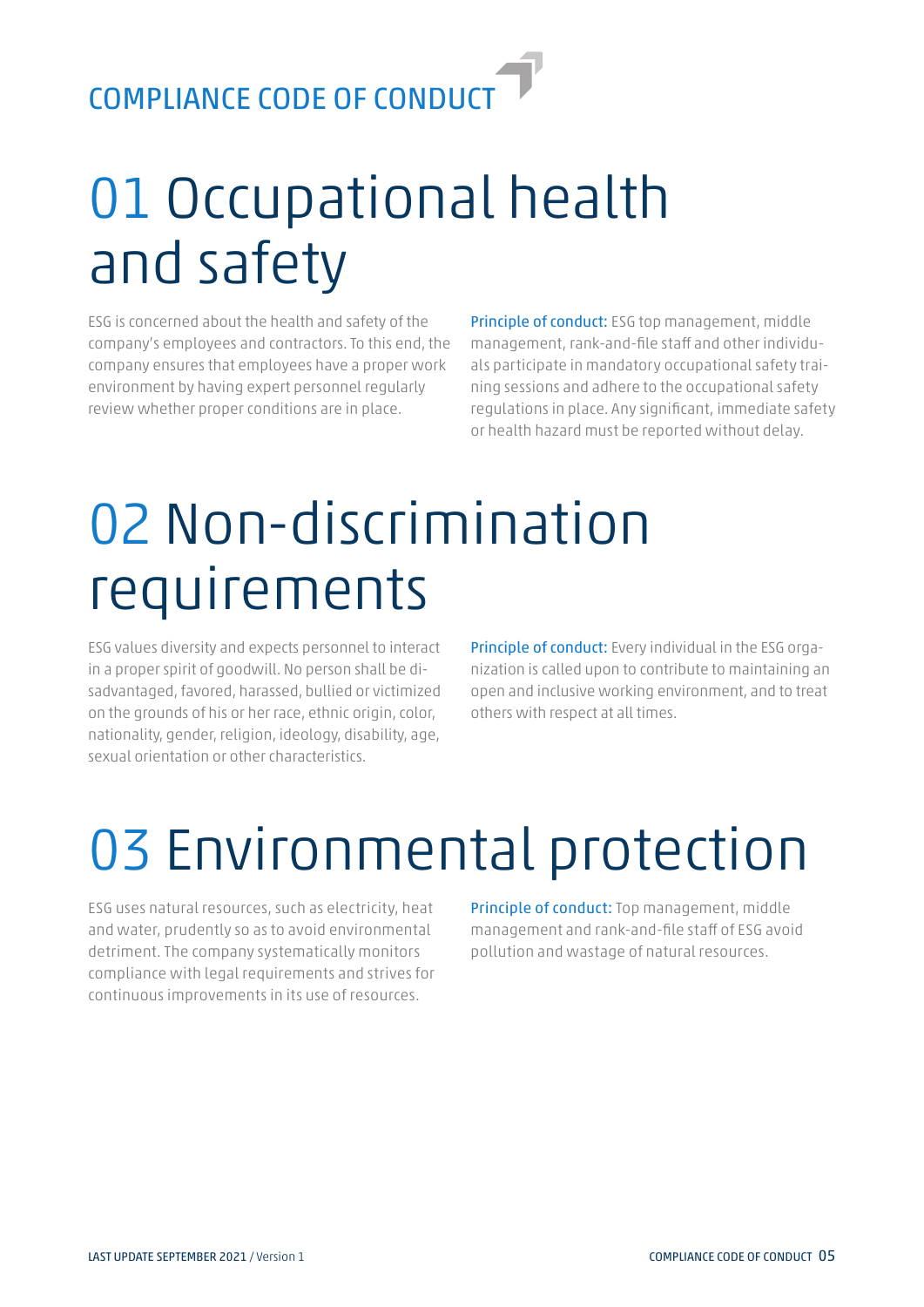# 01 Occupational health and safety

ESG is concerned about the health and safety of the company's employees and contractors. To this end, the company ensures that employees have a proper work environment by having expert personnel regularly review whether proper conditions are in place.

Principle of conduct: ESG top management, middle management, rank-and-file staff and other individuals participate in mandatory occupational safety training sessions and adhere to the occupational safety regulations in place. Any significant, immediate safety or health hazard must be reported without delay.

# 02 Non-discrimination requirements

ESG values diversity and expects personnel to interact in a proper spirit of goodwill. No person shall be disadvantaged, favored, harassed, bullied or victimized on the grounds of his or her race, ethnic origin, color, nationality, gender, religion, ideology, disability, age, sexual orientation or other characteristics.

Principle of conduct: Every individual in the ESG organization is called upon to contribute to maintaining an open and inclusive working environment, and to treat others with respect at all times.

# 03 Environmental protection

ESG uses natural resources, such as electricity, heat and water, prudently so as to avoid environmental detriment. The company systematically monitors compliance with legal requirements and strives for continuous improvements in its use of resources.

Principle of conduct: Top management, middle management and rank-and-file staff of ESG avoid pollution and wastage of natural resources.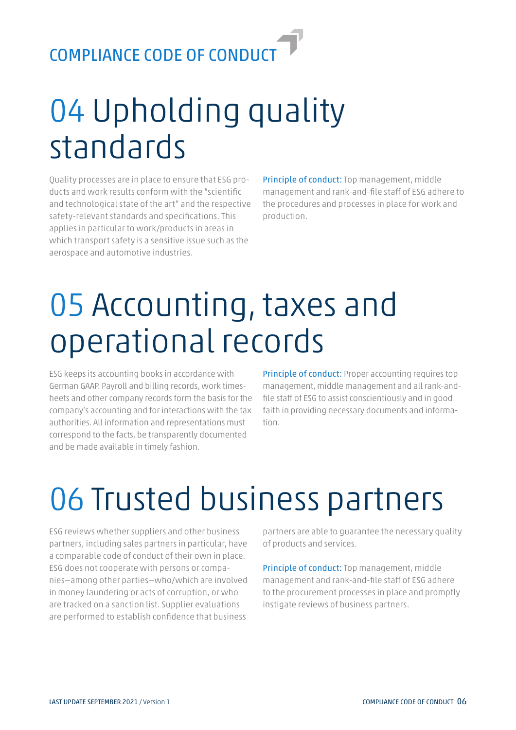# 04 Upholding quality standards

Quality processes are in place to ensure that ESG products and work results conform with the "scientific and technological state of the art" and the respective safety-relevant standards and specifications. This applies in particular to work/products in areas in which transport safety is a sensitive issue such as the aerospace and automotive industries.

Principle of conduct: Top management, middle management and rank-and-file staff of ESG adhere to the procedures and processes in place for work and production.

# 05 Accounting, taxes and operational records

ESG keeps its accounting books in accordance with German GAAP. Payroll and billing records, work timesheets and other company records form the basis for the company's accounting and for interactions with the tax authorities. All information and representations must correspond to the facts, be transparently documented and be made available in timely fashion.

Principle of conduct: Proper accounting requires top management, middle management and all rank-and-file staff of ESG to assist conscientiously and in good faith in providing necessary documents and information.

# 06 Trusted business partners

ESG reviews whether suppliers and other business partners, including sales partners in particular, have a comparable code of conduct of their own in place. ESG does not cooperate with persons or companies—among other parties—who/which are involved in money laundering or acts of corruption, or who are tracked on a sanction list. Supplier evaluations are performed to establish confidence that business partners are able to guarantee the necessary quality of products and services.

Principle of conduct: Top management, middle management and rank-and-file staff of ESG adhere to the procurement processes in place and promptly instigate reviews of business partners.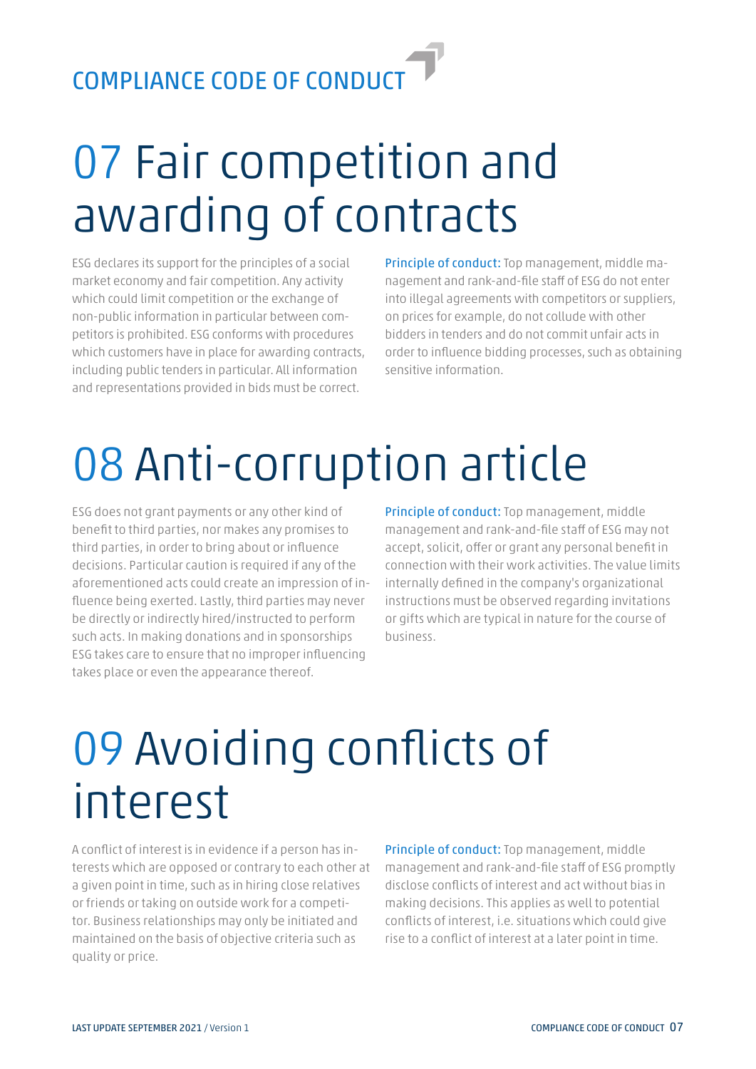# 07 Fair competition and awarding of contracts

ESG declares its support for the principles of a social market economy and fair competition. Any activity which could limit competition or the exchange of non-public information in particular between competitors is prohibited. ESG conforms with procedures which customers have in place for awarding contracts, including public tenders in particular. All information and representations provided in bids must be correct.

Principle of conduct: Top management, middle management and rank-and-file staff of ESG do not enter into illegal agreements with competitors or suppliers, on prices for example, do not collude with other bidders in tenders and do not commit unfair acts in order to influence bidding processes, such as obtaining sensitive information.

# 08 Anti-corruption article

ESG does not grant payments or any other kind of benefit to third parties, nor makes any promises to third parties, in order to bring about or influence decisions. Particular caution is required if any of the aforementioned acts could create an impression of influence being exerted. Lastly, third parties may never be directly or indirectly hired/instructed to perform such acts. In making donations and in sponsorships ESG takes care to ensure that no improper influencing takes place or even the appearance thereof.

Principle of conduct: Top management, middle management and rank-and-file staff of ESG may not accept, solicit, offer or grant any personal benefit in connection with their work activities. The value limits internally defined in the company's organizational instructions must be observed regarding invitations or gifts which are typical in nature for the course of business.

# 09 Avoiding conflicts of interest

A conflict of interest is in evidence if a person has interests which are opposed or contrary to each other at a given point in time, such as in hiring close relatives or friends or taking on outside work for a competitor. Business relationships may only be initiated and maintained on the basis of objective criteria such as quality or price.

Principle of conduct: Top management, middle management and rank-and-file staff of ESG promptly disclose conflicts of interest and act without bias in making decisions. This applies as well to potential conflicts of interest, i.e. situations which could give rise to a conflict of interest at a later point in time.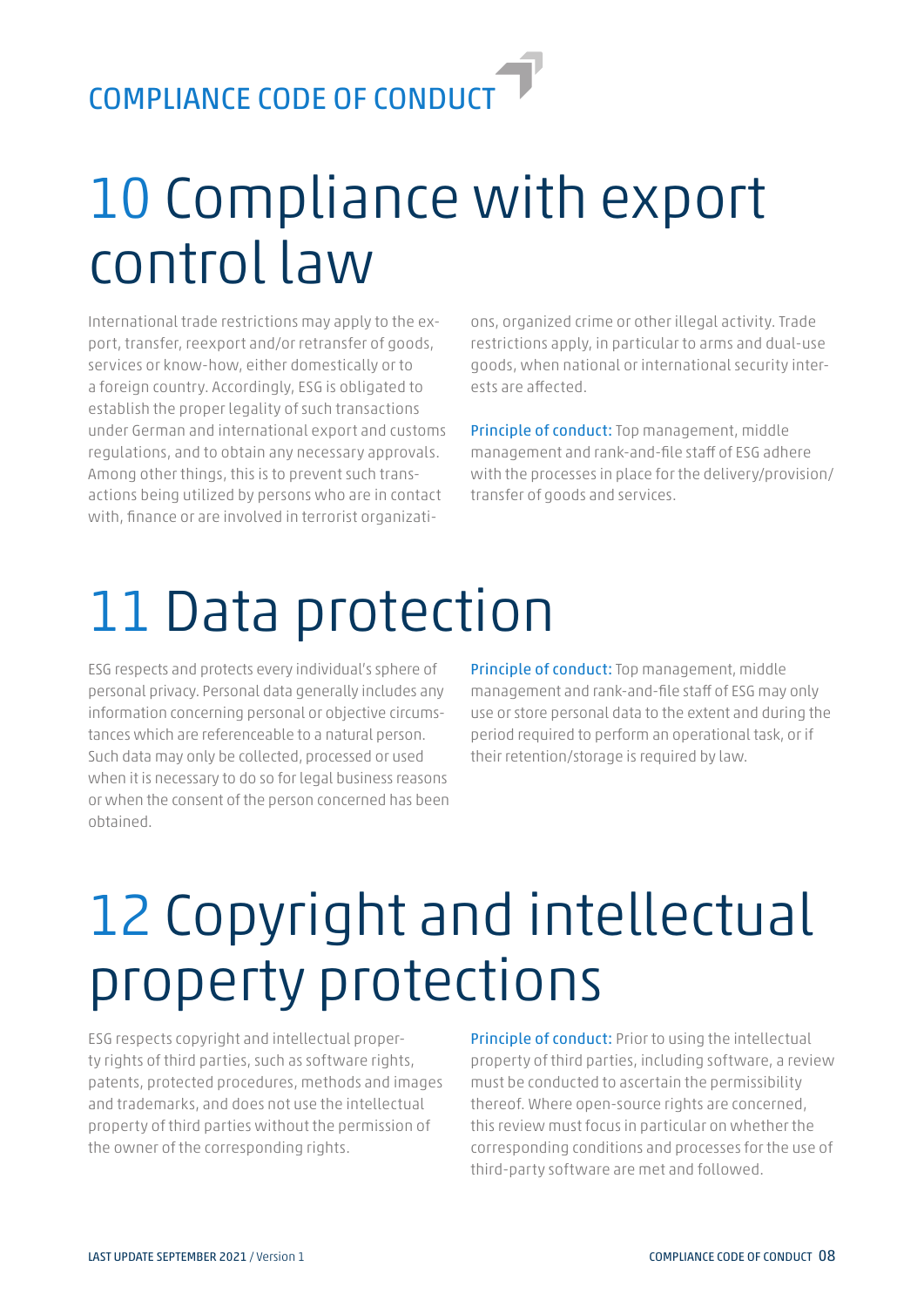# 10 Compliance with export control law

International trade restrictions may apply to the export, transfer, reexport and/or retransfer of goods, services or know-how, either domestically or to a foreign country. Accordingly, ESG is obligated to establish the proper legality of such transactions under German and international export and customs regulations, and to obtain any necessary approvals. Among other things, this is to prevent such transactions being utilized by persons who are in contact with, finance or are involved in terrorist organizations, organized crime or other illegal activity. Trade restrictions apply, in particular to arms and dual-use goods, when national or international security interests are affected.

**Principle of conduct:** Top management, middle management and rank-and-file staff of ESG adhere with the processes in place for the delivery/provision/transfer of goods and services.

# 11 Data protection

ESG respects and protects every individual's sphere of personal privacy. Personal data generally includes any information concerning personal or objective circumstances which are referenceable to a natural person. Such data may only be collected, processed or used when it is necessary to do so for legal business reasons or when the consent of the person concerned has been obtained.

**Principle of conduct:** Top management, middle management and rank-and-file staff of ESG may only use or store personal data to the extent and during the period required to perform an operational task, or if their retention/storage is required by law.

# 12 Copyright and intellectual property protections

ESG respects copyright and intellectual property rights of third parties, such as software rights, patents, protected procedures, methods and images and trademarks, and does not use the intellectual property of third parties without the permission of the owner of the corresponding rights.

**Principle of conduct:** Prior to using the intellectual property of third parties, including software, a review must be conducted to ascertain the permissibility thereof. Where open-source rights are concerned, this review must focus in particular on whether the corresponding conditions and processes for the use of third-party software are met and followed.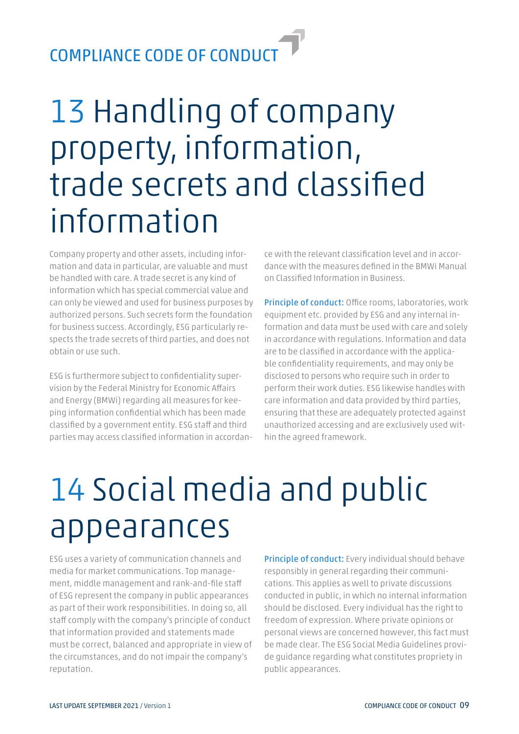# 13 Handling of company property, information, trade secrets and classified information

Company property and other assets, including information and data in particular, are valuable and must be handled with care. A trade secret is any kind of information which has special commercial value and can only be viewed and used for business purposes by authorized persons. Such secrets form the foundation for business success. Accordingly, ESG particularly respects the trade secrets of third parties, and does not obtain or use such.

ESG is furthermore subject to confidentiality supervision by the Federal Ministry for Economic Affairs and Energy (BMWi) regarding all measures for keeping information confidential which has been made classified by a government entity. ESG staff and third parties may access classified information in accordance with the relevant classification level and in accordance with the measures defined in the BMWi Manual on Classified Information in Business.

Principle of conduct: Office rooms, laboratories, work equipment etc. provided by ESG and any internal information and data must be used with care and solely in accordance with regulations. Information and data are to be classified in accordance with the applicable confidentiality requirements, and may only be disclosed to persons who require such in order to perform their work duties. ESG likewise handles with care information and data provided by third parties, ensuring that these are adequately protected against unauthorized accessing and are exclusively used within the agreed framework.

# 14 Social media and public appearances

ESG uses a variety of communication channels and media for market communications. Top management, middle management and rank-and-file staff of ESG represent the company in public appearances as part of their work responsibilities. In doing so, all staff comply with the company's principle of conduct that information provided and statements made must be correct, balanced and appropriate in view of the circumstances, and do not impair the company's reputation.

Principle of conduct: Every individual should behave responsibly in general regarding their communications. This applies as well to private discussions conducted in public, in which no internal information should be disclosed. Every individual has the right to freedom of expression. Where private opinions or personal views are concerned however, this fact must be made clear. The ESG Social Media Guidelines provide guidance regarding what constitutes propriety in public appearances.